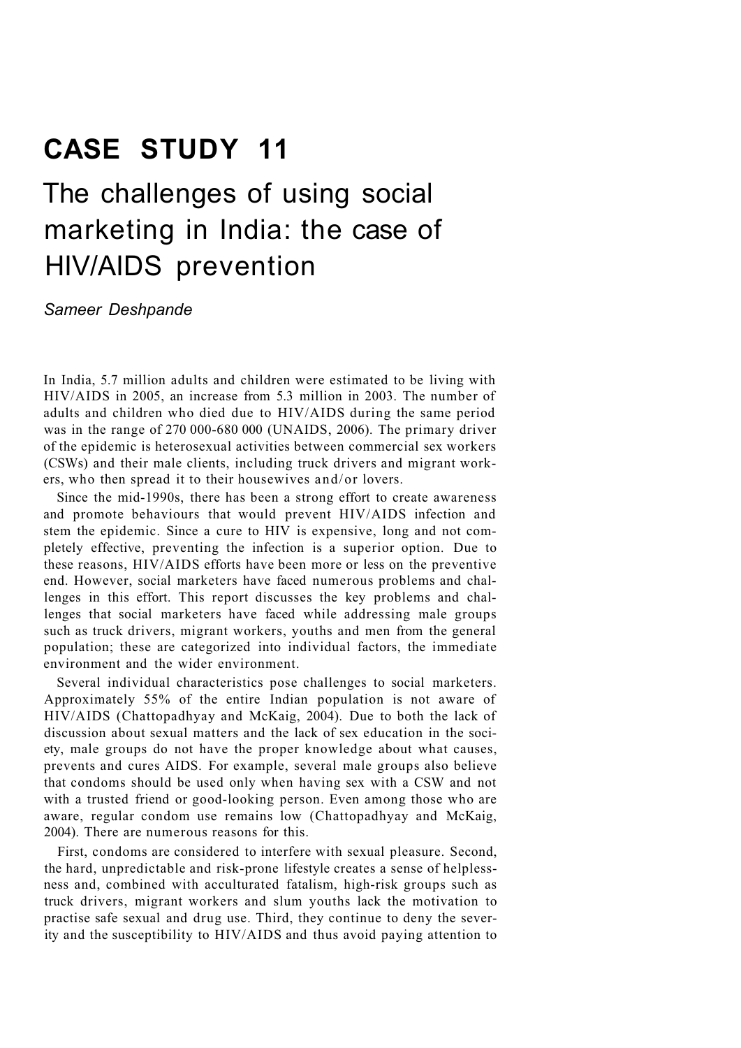# CASE STUDY 11

## The challenges of using social marketing in India: the case of HIV/AIDS prevention

*Sameer Deshpande*

In India, 5.7 million adults and children were estimated to be living with HIV/AIDS in 2005, an increase from 5.3 million in 2003. The number of adults and children who died due to HIV/AIDS during the same period was in the range of 270 000-680 000 (UNAIDS, 2006). The primary driver of the epidemic is heterosexual activities between commercial sex workers (CSWs) and their male clients, including truck drivers and migrant workers, who then spread it to their housewives and/or lovers.

Since the mid-1990s, there has been a strong effort to create awareness and promote behaviours that would prevent HIV/AIDS infection and stem the epidemic. Since a cure to HIV is expensive, long and not completely effective, preventing the infection is a superior option. Due to these reasons, HIV/AIDS efforts have been more or less on the preventive end. However, social marketers have faced numerous problems and challenges in this effort. This report discusses the key problems and challenges that social marketers have faced while addressing male groups such as truck drivers, migrant workers, youths and men from the general population; these are categorized into individual factors, the immediate environment and the wider environment.

Several individual characteristics pose challenges to social marketers. Approximately 55% of the entire Indian population is not aware of HIV/AIDS (Chattopadhyay and McKaig, 2004). Due to both the lack of discussion about sexual matters and the lack of sex education in the society, male groups do not have the proper knowledge about what causes, prevents and cures AIDS. For example, several male groups also believe that condoms should be used only when having sex with a CSW and not with a trusted friend or good-looking person. Even among those who are aware, regular condom use remains low (Chattopadhyay and McKaig, 2004). There are numerous reasons for this.

First, condoms are considered to interfere with sexual pleasure. Second, the hard, unpredictable and risk-prone lifestyle creates a sense of helplessness and, combined with acculturated fatalism, high-risk groups such as truck drivers, migrant workers and slum youths lack the motivation to practise safe sexual and drug use. Third, they continue to deny the severity and the susceptibility to HIV/AIDS and thus avoid paying attention to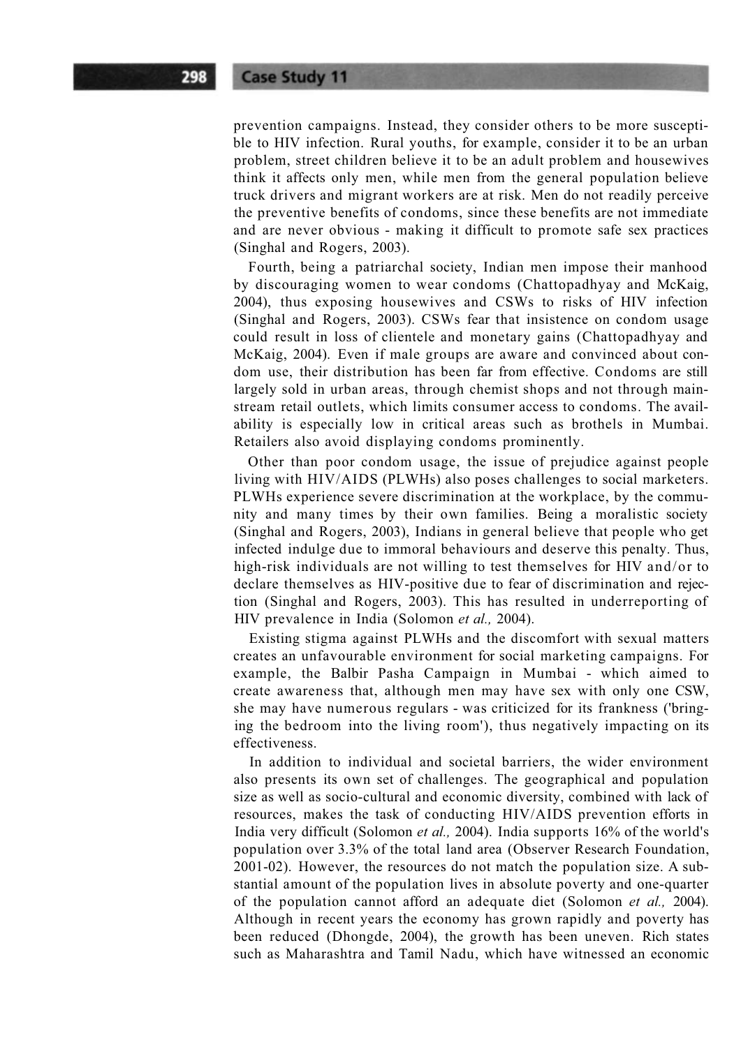prevention campaigns. Instead, they consider others to be more susceptible to HIV infection. Rural youths, for example, consider it to be an urban problem, street children believe it to be an adult problem and housewives think it affects only men, while men from the general population believe truck drivers and migrant workers are at risk. Men do not readily perceive the preventive benefits of condoms, since these benefits are not immediate and are never obvious - making it difficult to promote safe sex practices (Singhal and Rogers, 2003).

Fourth, being a patriarchal society, Indian men impose their manhood by discouraging women to wear condoms (Chattopadhyay and McKaig, 2004), thus exposing housewives and CSWs to risks of HIV infection (Singhal and Rogers, 2003). CSWs fear that insistence on condom usage could result in loss of clientele and monetary gains (Chattopadhyay and McKaig, 2004). Even if male groups are aware and convinced about condom use, their distribution has been far from effective. Condoms are still largely sold in urban areas, through chemist shops and not through mainstream retail outlets, which limits consumer access to condoms. The availability is especially low in critical areas such as brothels in Mumbai. Retailers also avoid displaying condoms prominently.

Other than poor condom usage, the issue of prejudice against people living with HIV/AIDS (PLWHs) also poses challenges to social marketers. PLWHs experience severe discrimination at the workplace, by the community and many times by their own families. Being a moralistic society (Singhal and Rogers, 2003), Indians in general believe that people who get infected indulge due to immoral behaviours and deserve this penalty. Thus, high-risk individuals are not willing to test themselves for HIV and/or to declare themselves as HIV-positive due to fear of discrimination and rejection (Singhal and Rogers, 2003). This has resulted in underreporting of HIV prevalence in India (Solomon *et al.,* 2004).

Existing stigma against PLWHs and the discomfort with sexual matters creates an unfavourable environment for social marketing campaigns. For example, the Balbir Pasha Campaign in Mumbai - which aimed to create awareness that, although men may have sex with only one CSW, she may have numerous regulars - was criticized for its frankness ('bringing the bedroom into the living room'), thus negatively impacting on its effectiveness.

In addition to individual and societal barriers, the wider environment also presents its own set of challenges. The geographical and population size as well as socio-cultural and economic diversity, combined with lack of resources, makes the task of conducting HIV/AIDS prevention efforts in India very difficult (Solomon *et al.,* 2004). India supports 16% of the world's population over 3.3% of the total land area (Observer Research Foundation, 2001-02). However, the resources do not match the population size. A substantial amount of the population lives in absolute poverty and one-quarter of the population cannot afford an adequate diet (Solomon *et al.,* 2004). Although in recent years the economy has grown rapidly and poverty has been reduced (Dhongde, 2004), the growth has been uneven. Rich states such as Maharashtra and Tamil Nadu, which have witnessed an economic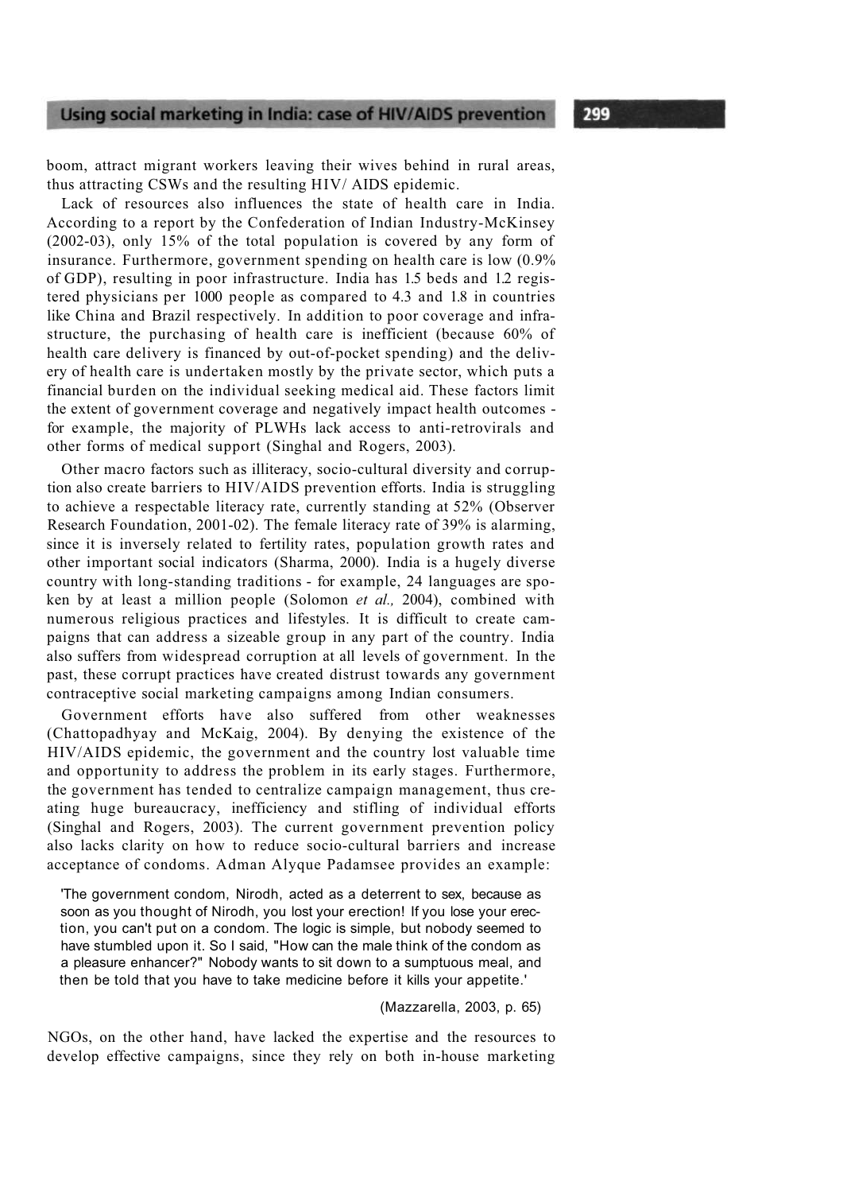boom, attract migrant workers leaving their wives behind in rural areas, thus attracting CSWs and the resulting HIV/ AIDS epidemic.

Lack of resources also influences the state of health care in India. According to a report by the Confederation of Indian Industry-McKinsey (2002-03), only 15% of the total population is covered by any form of insurance. Furthermore, government spending on health care is low (0.9% of GDP), resulting in poor infrastructure. India has 1.5 beds and 1.2 registered physicians per 1000 people as compared to 4.3 and 1.8 in countries like China and Brazil respectively. In addition to poor coverage and infrastructure, the purchasing of health care is inefficient (because 60% of health care delivery is financed by out-of-pocket spending) and the delivery of health care is undertaken mostly by the private sector, which puts a financial burden on the individual seeking medical aid. These factors limit the extent of government coverage and negatively impact health outcomes - for example, the majority of PLWHs lack access to anti-retrovirals and other forms of medical support (Singhal and Rogers, 2003).

Other macro factors such as illiteracy, socio-cultural diversity and corruption also create barriers to HIV/AIDS prevention efforts. India is struggling to achieve a respectable literacy rate, currently standing at 52% (Observer Research Foundation, 2001-02). The female literacy rate of 39% is alarming, since it is inversely related to fertility rates, population growth rates and other important social indicators (Sharma, 2000). India is a hugely diverse country with long-standing traditions - for example, 24 languages are spoken by at least a million people (Solomon *et al.,* 2004), combined with numerous religious practices and lifestyles. It is difficult to create campaigns that can address a sizeable group in any part of the country. India also suffers from widespread corruption at all levels of government. In the past, these corrupt practices have created distrust towards any government contraceptive social marketing campaigns among Indian consumers.

Government efforts have also suffered from other weaknesses (Chattopadhyay and McKaig, 2004). By denying the existence of the HIV/AIDS epidemic, the government and the country lost valuable time and opportunity to address the problem in its early stages. Furthermore, the government has tended to centralize campaign management, thus creating huge bureaucracy, inefficiency and stifling of individual efforts (Singhal and Rogers, 2003). The current government prevention policy also lacks clarity on how to reduce socio-cultural barriers and increase acceptance of condoms. Adman Alyque Padamsee provides an example:

> 'The government condom, Nirodh, acted as a deterrent to sex, because as soon as you thought of Nirodh, you lost your erection! If you lose your erection, you can't put on a condom. The logic is simple, but nobody seemed to have stumbled upon it. So I said, "How can the male think of the condom as a pleasure enhancer?" Nobody wants to sit down to a sumptuous meal, and then be told that you have to take medicine before it kills your appetite.'
>
> (Mazzarella, 2003, p. 65)

NGOs, on the other hand, have lacked the expertise and the resources to develop effective campaigns, since they rely on both in-house marketing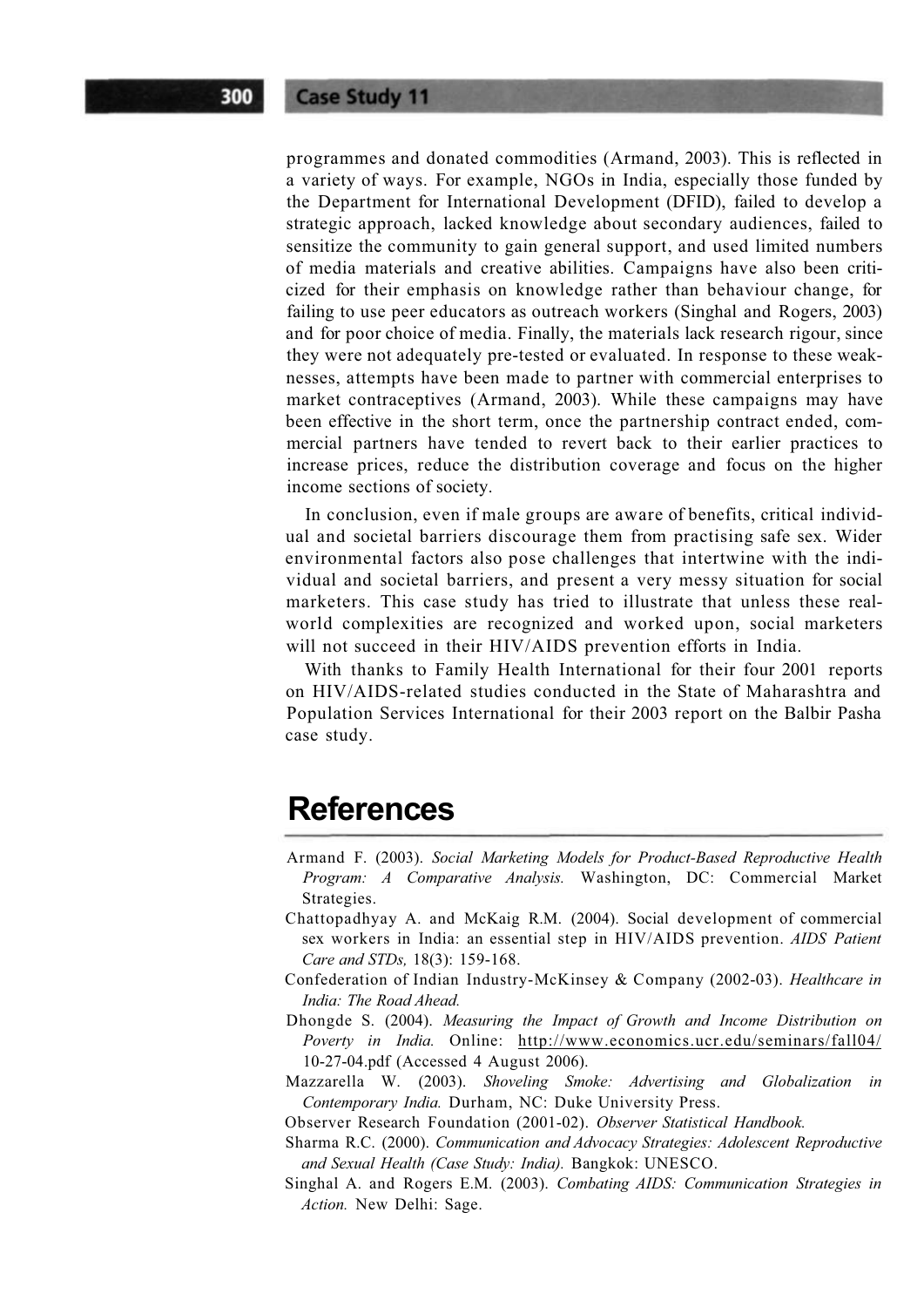programmes and donated commodities (Armand, 2003). This is reflected in a variety of ways. For example, NGOs in India, especially those funded by the Department for International Development (DFID), failed to develop a strategic approach, lacked knowledge about secondary audiences, failed to sensitize the community to gain general support, and used limited numbers of media materials and creative abilities. Campaigns have also been criticized for their emphasis on knowledge rather than behaviour change, for failing to use peer educators as outreach workers (Singhal and Rogers, 2003) and for poor choice of media. Finally, the materials lack research rigour, since they were not adequately pre-tested or evaluated. In response to these weaknesses, attempts have been made to partner with commercial enterprises to market contraceptives (Armand, 2003). While these campaigns may have been effective in the short term, once the partnership contract ended, commercial partners have tended to revert back to their earlier practices to increase prices, reduce the distribution coverage and focus on the higher income sections of society.

In conclusion, even if male groups are aware of benefits, critical individual and societal barriers discourage them from practising safe sex. Wider environmental factors also pose challenges that intertwine with the individual and societal barriers, and present a very messy situation for social marketers. This case study has tried to illustrate that unless these real-world complexities are recognized and worked upon, social marketers will not succeed in their HIV/AIDS prevention efforts in India.

With thanks to Family Health International for their four 2001 reports on HIV/AIDS-related studies conducted in the State of Maharashtra and Population Services International for their 2003 report on the Balbir Pasha case study.

# References

Armand F. (2003). *Social Marketing Models for Product-Based Reproductive Health Program: A Comparative Analysis.* Washington, DC: Commercial Market Strategies.

Chattopadhyay A. and McKaig R.M. (2004). Social development of commercial sex workers in India: an essential step in HIV/AIDS prevention. *AIDS Patient Care and STDs,* 18(3): 159-168.

Confederation of Indian Industry-McKinsey & Company (2002-03). *Healthcare in India: The Road Ahead.*

Dhongde S. (2004). *Measuring the Impact of Growth and Income Distribution on Poverty in India.* Online: http://www.economics.ucr.edu/seminars/fall04/10-27-04.pdf (Accessed 4 August 2006).

Mazzarella W. (2003). *Shoveling Smoke: Advertising and Globalization in Contemporary India.* Durham, NC: Duke University Press.

Observer Research Foundation (2001-02). *Observer Statistical Handbook.*

Sharma R.C. (2000). *Communication and Advocacy Strategies: Adolescent Reproductive and Sexual Health (Case Study: India).* Bangkok: UNESCO.

Singhal A. and Rogers E.M. (2003). *Combating AIDS: Communication Strategies in Action.* New Delhi: Sage.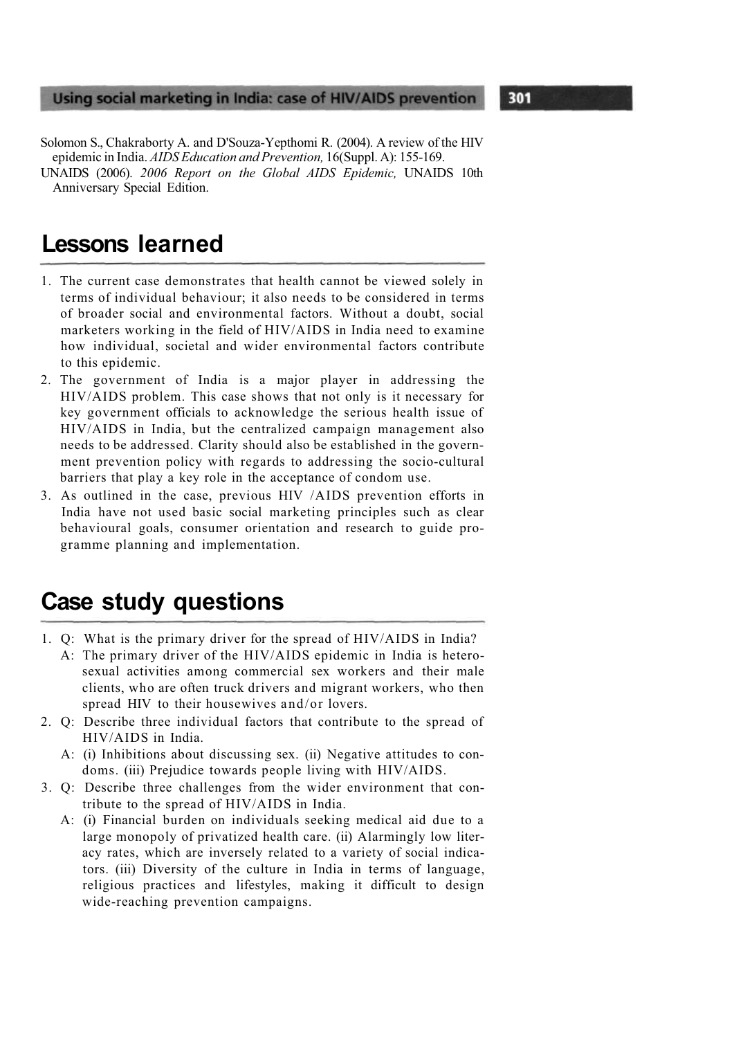Solomon S., Chakraborty A. and D'Souza-Yepthomi R. (2004). A review of the HIV epidemic in India. *AIDS Education and Prevention,* 16(Suppl. A): 155-169.

UNAIDS (2006). *2006 Report on the Global AIDS Epidemic,* UNAIDS 10th Anniversary Special Edition.

## Lessons learned

1. The current case demonstrates that health cannot be viewed solely in terms of individual behaviour; it also needs to be considered in terms of broader social and environmental factors. Without a doubt, social marketers working in the field of HIV/AIDS in India need to examine how individual, societal and wider environmental factors contribute to this epidemic.
2. The government of India is a major player in addressing the HIV/AIDS problem. This case shows that not only is it necessary for key government officials to acknowledge the serious health issue of HIV/AIDS in India, but the centralized campaign management also needs to be addressed. Clarity should also be established in the government prevention policy with regards to addressing the socio-cultural barriers that play a key role in the acceptance of condom use.
3. As outlined in the case, previous HIV /AIDS prevention efforts in India have not used basic social marketing principles such as clear behavioural goals, consumer orientation and research to guide programme planning and implementation.

## Case study questions

1. Q: What is the primary driver for the spread of HIV/AIDS in India?
   A: The primary driver of the HIV/AIDS epidemic in India is heterosexual activities among commercial sex workers and their male clients, who are often truck drivers and migrant workers, who then spread HIV to their housewives and/or lovers.
2. Q: Describe three individual factors that contribute to the spread of HIV/AIDS in India.
   A: (i) Inhibitions about discussing sex. (ii) Negative attitudes to condoms. (iii) Prejudice towards people living with HIV/AIDS.
3. Q: Describe three challenges from the wider environment that contribute to the spread of HIV/AIDS in India.
   A: (i) Financial burden on individuals seeking medical aid due to a large monopoly of privatized health care. (ii) Alarmingly low literacy rates, which are inversely related to a variety of social indicators. (iii) Diversity of the culture in India in terms of language, religious practices and lifestyles, making it difficult to design wide-reaching prevention campaigns.